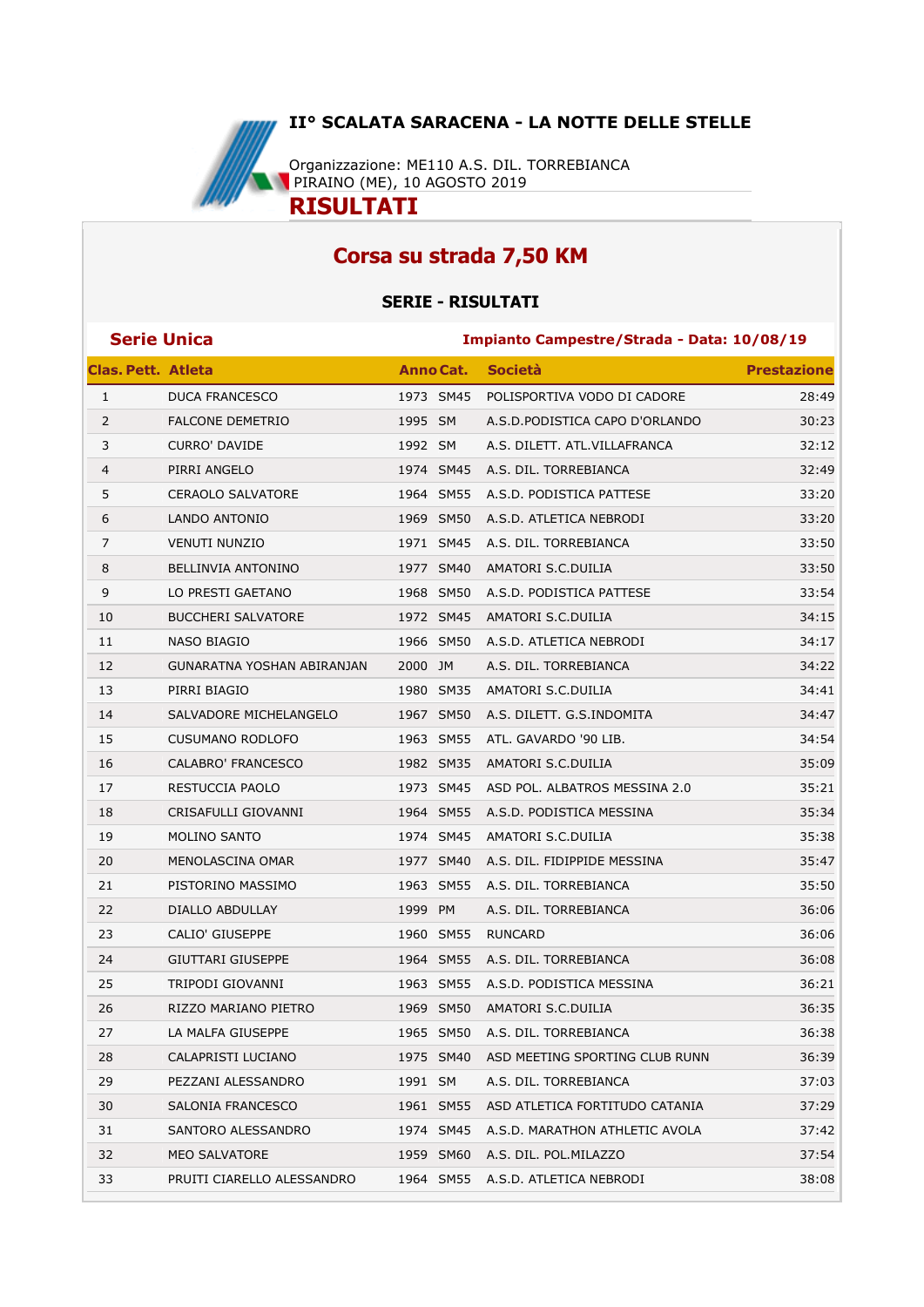# II° SCALATA SARACENA - LA NOTTE DELLE STELLE

Organizzazione: ME110 A.S. DIL. TORREBIANCA
PIRAINO (ME), 10 AGOSTO 2019

## RISULTATI

## Corsa su strada 7,50 KM

### SERIE - RISULTATI

**Serie Unica** — **Impianto Campestre/Strada - Data: 10/08/19**

| Clas. | Pett. | Atleta | Anno | Cat. | Società | Prestazione |
|---|---|---|---|---|---|---|
| 1 | | DUCA FRANCESCO | 1973 | SM45 | POLISPORTIVA VODO DI CADORE | 28:49 |
| 2 | | FALCONE DEMETRIO | 1995 | SM | A.S.D.PODISTICA CAPO D'ORLANDO | 30:23 |
| 3 | | CURRO' DAVIDE | 1992 | SM | A.S. DILETT. ATL.VILLAFRANCA | 32:12 |
| 4 | | PIRRI ANGELO | 1974 | SM45 | A.S. DIL. TORREBIANCA | 32:49 |
| 5 | | CERAOLO SALVATORE | 1964 | SM55 | A.S.D. PODISTICA PATTESE | 33:20 |
| 6 | | LANDO ANTONIO | 1969 | SM50 | A.S.D. ATLETICA NEBRODI | 33:20 |
| 7 | | VENUTI NUNZIO | 1971 | SM45 | A.S. DIL. TORREBIANCA | 33:50 |
| 8 | | BELLINVIA ANTONINO | 1977 | SM40 | AMATORI S.C.DUILIA | 33:50 |
| 9 | | LO PRESTI GAETANO | 1968 | SM50 | A.S.D. PODISTICA PATTESE | 33:54 |
| 10 | | BUCCHERI SALVATORE | 1972 | SM45 | AMATORI S.C.DUILIA | 34:15 |
| 11 | | NASO BIAGIO | 1966 | SM50 | A.S.D. ATLETICA NEBRODI | 34:17 |
| 12 | | GUNARATNA YOSHAN ABIRANJAN | 2000 | JM | A.S. DIL. TORREBIANCA | 34:22 |
| 13 | | PIRRI BIAGIO | 1980 | SM35 | AMATORI S.C.DUILIA | 34:41 |
| 14 | | SALVADORE MICHELANGELO | 1967 | SM50 | A.S. DILETT. G.S.INDOMITA | 34:47 |
| 15 | | CUSUMANO RODLOFO | 1963 | SM55 | ATL. GAVARDO '90 LIB. | 34:54 |
| 16 | | CALABRO' FRANCESCO | 1982 | SM35 | AMATORI S.C.DUILIA | 35:09 |
| 17 | | RESTUCCIA PAOLO | 1973 | SM45 | ASD POL. ALBATROS MESSINA 2.0 | 35:21 |
| 18 | | CRISAFULLI GIOVANNI | 1964 | SM55 | A.S.D. PODISTICA MESSINA | 35:34 |
| 19 | | MOLINO SANTO | 1974 | SM45 | AMATORI S.C.DUILIA | 35:38 |
| 20 | | MENOLASCINA OMAR | 1977 | SM40 | A.S. DIL. FIDIPPIDE MESSINA | 35:47 |
| 21 | | PISTORINO MASSIMO | 1963 | SM55 | A.S. DIL. TORREBIANCA | 35:50 |
| 22 | | DIALLO ABDULLAY | 1999 | PM | A.S. DIL. TORREBIANCA | 36:06 |
| 23 | | CALIO' GIUSEPPE | 1960 | SM55 | RUNCARD | 36:06 |
| 24 | | GIUTTARI GIUSEPPE | 1964 | SM55 | A.S. DIL. TORREBIANCA | 36:08 |
| 25 | | TRIPODI GIOVANNI | 1963 | SM55 | A.S.D. PODISTICA MESSINA | 36:21 |
| 26 | | RIZZO MARIANO PIETRO | 1969 | SM50 | AMATORI S.C.DUILIA | 36:35 |
| 27 | | LA MALFA GIUSEPPE | 1965 | SM50 | A.S. DIL. TORREBIANCA | 36:38 |
| 28 | | CALAPRISTI LUCIANO | 1975 | SM40 | ASD MEETING SPORTING CLUB RUNN | 36:39 |
| 29 | | PEZZANI ALESSANDRO | 1991 | SM | A.S. DIL. TORREBIANCA | 37:03 |
| 30 | | SALONIA FRANCESCO | 1961 | SM55 | ASD ATLETICA FORTITUDO CATANIA | 37:29 |
| 31 | | SANTORO ALESSANDRO | 1974 | SM45 | A.S.D. MARATHON ATHLETIC AVOLA | 37:42 |
| 32 | | MEO SALVATORE | 1959 | SM60 | A.S. DIL. POL.MILAZZO | 37:54 |
| 33 | | PRUITI CIARELLO ALESSANDRO | 1964 | SM55 | A.S.D. ATLETICA NEBRODI | 38:08 |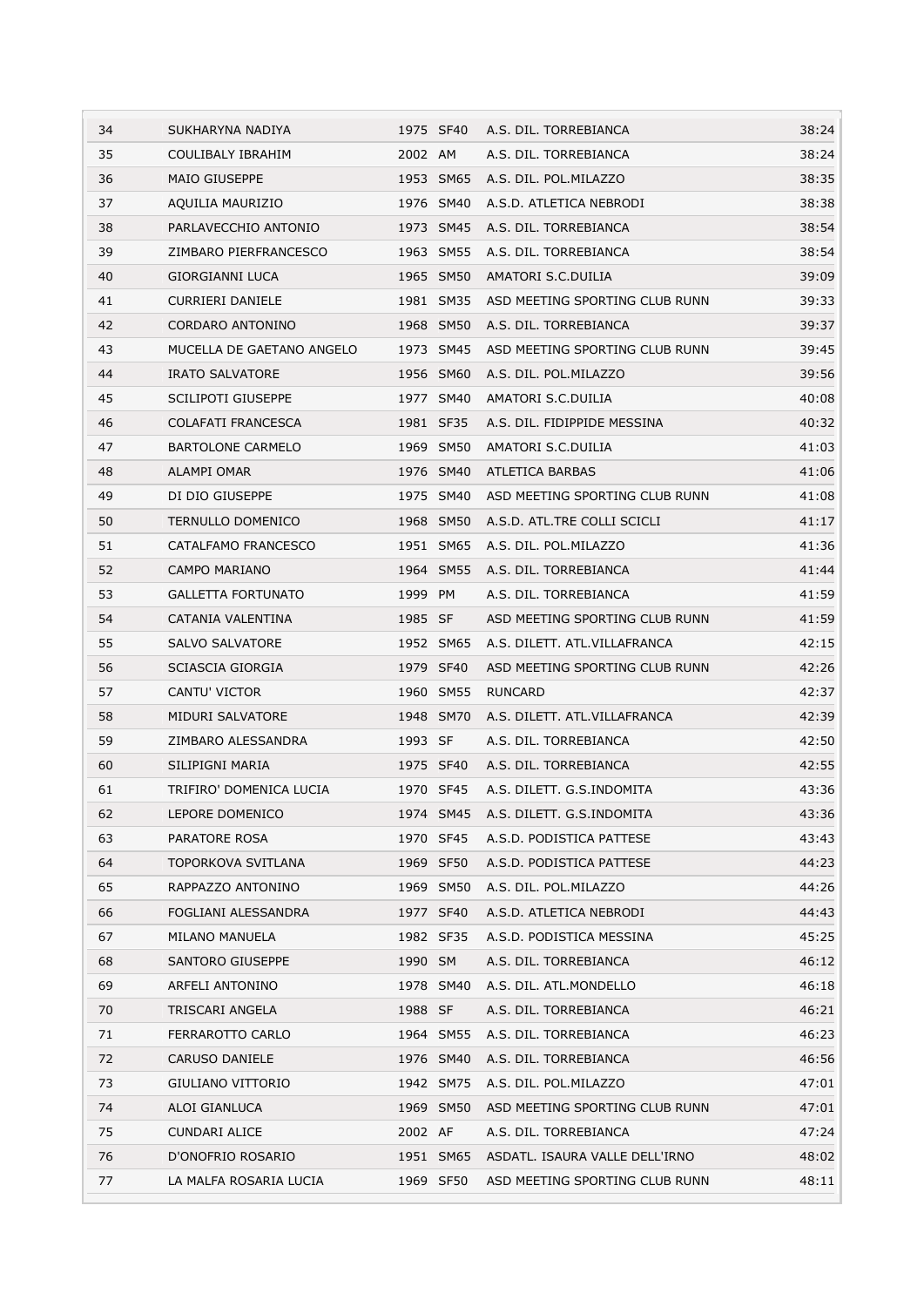| 34 | SUKHARYNA NADIYA | 1975 | SF40 | A.S. DIL. TORREBIANCA | 38:24 |
|---|---|---|---|---|---|
| 35 | COULIBALY IBRAHIM | 2002 | AM | A.S. DIL. TORREBIANCA | 38:24 |
| 36 | MAIO GIUSEPPE | 1953 | SM65 | A.S. DIL. POL.MILAZZO | 38:35 |
| 37 | AQUILIA MAURIZIO | 1976 | SM40 | A.S.D. ATLETICA NEBRODI | 38:38 |
| 38 | PARLAVECCHIO ANTONIO | 1973 | SM45 | A.S. DIL. TORREBIANCA | 38:54 |
| 39 | ZIMBARO PIERFRANCESCO | 1963 | SM55 | A.S. DIL. TORREBIANCA | 38:54 |
| 40 | GIORGIANNI LUCA | 1965 | SM50 | AMATORI S.C.DUILIA | 39:09 |
| 41 | CURRIERI DANIELE | 1981 | SM35 | ASD MEETING SPORTING CLUB RUNN | 39:33 |
| 42 | CORDARO ANTONINO | 1968 | SM50 | A.S. DIL. TORREBIANCA | 39:37 |
| 43 | MUCELLA DE GAETANO ANGELO | 1973 | SM45 | ASD MEETING SPORTING CLUB RUNN | 39:45 |
| 44 | IRATO SALVATORE | 1956 | SM60 | A.S. DIL. POL.MILAZZO | 39:56 |
| 45 | SCILIPOTI GIUSEPPE | 1977 | SM40 | AMATORI S.C.DUILIA | 40:08 |
| 46 | COLAFATI FRANCESCA | 1981 | SF35 | A.S. DIL. FIDIPPIDE MESSINA | 40:32 |
| 47 | BARTOLONE CARMELO | 1969 | SM50 | AMATORI S.C.DUILIA | 41:03 |
| 48 | ALAMPI OMAR | 1976 | SM40 | ATLETICA BARBAS | 41:06 |
| 49 | DI DIO GIUSEPPE | 1975 | SM40 | ASD MEETING SPORTING CLUB RUNN | 41:08 |
| 50 | TERNULLO DOMENICO | 1968 | SM50 | A.S.D. ATL.TRE COLLI SCICLI | 41:17 |
| 51 | CATALFAMO FRANCESCO | 1951 | SM65 | A.S. DIL. POL.MILAZZO | 41:36 |
| 52 | CAMPO MARIANO | 1964 | SM55 | A.S. DIL. TORREBIANCA | 41:44 |
| 53 | GALLETTA FORTUNATO | 1999 | PM | A.S. DIL. TORREBIANCA | 41:59 |
| 54 | CATANIA VALENTINA | 1985 | SF | ASD MEETING SPORTING CLUB RUNN | 41:59 |
| 55 | SALVO SALVATORE | 1952 | SM65 | A.S. DILETT. ATL.VILLAFRANCA | 42:15 |
| 56 | SCIASCIA GIORGIA | 1979 | SF40 | ASD MEETING SPORTING CLUB RUNN | 42:26 |
| 57 | CANTU' VICTOR | 1960 | SM55 | RUNCARD | 42:37 |
| 58 | MIDURI SALVATORE | 1948 | SM70 | A.S. DILETT. ATL.VILLAFRANCA | 42:39 |
| 59 | ZIMBARO ALESSANDRA | 1993 | SF | A.S. DIL. TORREBIANCA | 42:50 |
| 60 | SILIPIGNI MARIA | 1975 | SF40 | A.S. DIL. TORREBIANCA | 42:55 |
| 61 | TRIFIRO' DOMENICA LUCIA | 1970 | SF45 | A.S. DILETT. G.S.INDOMITA | 43:36 |
| 62 | LEPORE DOMENICO | 1974 | SM45 | A.S. DILETT. G.S.INDOMITA | 43:36 |
| 63 | PARATORE ROSA | 1970 | SF45 | A.S.D. PODISTICA PATTESE | 43:43 |
| 64 | TOPORKOVA SVITLANA | 1969 | SF50 | A.S.D. PODISTICA PATTESE | 44:23 |
| 65 | RAPPAZZO ANTONINO | 1969 | SM50 | A.S. DIL. POL.MILAZZO | 44:26 |
| 66 | FOGLIANI ALESSANDRA | 1977 | SF40 | A.S.D. ATLETICA NEBRODI | 44:43 |
| 67 | MILANO MANUELA | 1982 | SF35 | A.S.D. PODISTICA MESSINA | 45:25 |
| 68 | SANTORO GIUSEPPE | 1990 | SM | A.S. DIL. TORREBIANCA | 46:12 |
| 69 | ARFELI ANTONINO | 1978 | SM40 | A.S. DIL. ATL.MONDELLO | 46:18 |
| 70 | TRISCARI ANGELA | 1988 | SF | A.S. DIL. TORREBIANCA | 46:21 |
| 71 | FERRAROTTO CARLO | 1964 | SM55 | A.S. DIL. TORREBIANCA | 46:23 |
| 72 | CARUSO DANIELE | 1976 | SM40 | A.S. DIL. TORREBIANCA | 46:56 |
| 73 | GIULIANO VITTORIO | 1942 | SM75 | A.S. DIL. POL.MILAZZO | 47:01 |
| 74 | ALOI GIANLUCA | 1969 | SM50 | ASD MEETING SPORTING CLUB RUNN | 47:01 |
| 75 | CUNDARI ALICE | 2002 | AF | A.S. DIL. TORREBIANCA | 47:24 |
| 76 | D'ONOFRIO ROSARIO | 1951 | SM65 | ASDATL. ISAURA VALLE DELL'IRNO | 48:02 |
| 77 | LA MALFA ROSARIA LUCIA | 1969 | SF50 | ASD MEETING SPORTING CLUB RUNN | 48:11 |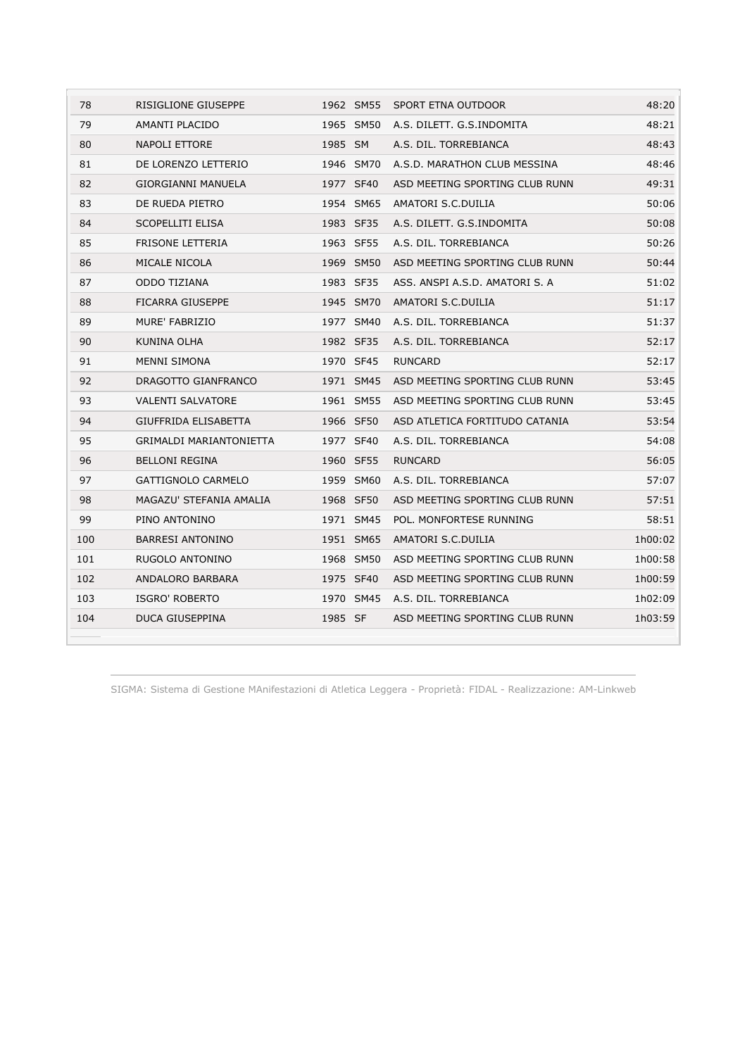| | | | | | |
|---|---|---|---|---|---|
| 78 | RISIGLIONE GIUSEPPE | 1962 | SM55 | SPORT ETNA OUTDOOR | 48:20 |
| 79 | AMANTI PLACIDO | 1965 | SM50 | A.S. DILETT. G.S.INDOMITA | 48:21 |
| 80 | NAPOLI ETTORE | 1985 | SM | A.S. DIL. TORREBIANCA | 48:43 |
| 81 | DE LORENZO LETTERIO | 1946 | SM70 | A.S.D. MARATHON CLUB MESSINA | 48:46 |
| 82 | GIORGIANNI MANUELA | 1977 | SF40 | ASD MEETING SPORTING CLUB RUNN | 49:31 |
| 83 | DE RUEDA PIETRO | 1954 | SM65 | AMATORI S.C.DUILIA | 50:06 |
| 84 | SCOPELLITI ELISA | 1983 | SF35 | A.S. DILETT. G.S.INDOMITA | 50:08 |
| 85 | FRISONE LETTERIA | 1963 | SF55 | A.S. DIL. TORREBIANCA | 50:26 |
| 86 | MICALE NICOLA | 1969 | SM50 | ASD MEETING SPORTING CLUB RUNN | 50:44 |
| 87 | ODDO TIZIANA | 1983 | SF35 | ASS. ANSPI A.S.D. AMATORI S. A | 51:02 |
| 88 | FICARRA GIUSEPPE | 1945 | SM70 | AMATORI S.C.DUILIA | 51:17 |
| 89 | MURE' FABRIZIO | 1977 | SM40 | A.S. DIL. TORREBIANCA | 51:37 |
| 90 | KUNINA OLHA | 1982 | SF35 | A.S. DIL. TORREBIANCA | 52:17 |
| 91 | MENNI SIMONA | 1970 | SF45 | RUNCARD | 52:17 |
| 92 | DRAGOTTO GIANFRANCO | 1971 | SM45 | ASD MEETING SPORTING CLUB RUNN | 53:45 |
| 93 | VALENTI SALVATORE | 1961 | SM55 | ASD MEETING SPORTING CLUB RUNN | 53:45 |
| 94 | GIUFFRIDA ELISABETTA | 1966 | SF50 | ASD ATLETICA FORTITUDO CATANIA | 53:54 |
| 95 | GRIMALDI MARIANTONIETTA | 1977 | SF40 | A.S. DIL. TORREBIANCA | 54:08 |
| 96 | BELLONI REGINA | 1960 | SF55 | RUNCARD | 56:05 |
| 97 | GATTIGNOLO CARMELO | 1959 | SM60 | A.S. DIL. TORREBIANCA | 57:07 |
| 98 | MAGAZU' STEFANIA AMALIA | 1968 | SF50 | ASD MEETING SPORTING CLUB RUNN | 57:51 |
| 99 | PINO ANTONINO | 1971 | SM45 | POL. MONFORTESE RUNNING | 58:51 |
| 100 | BARRESI ANTONINO | 1951 | SM65 | AMATORI S.C.DUILIA | 1h00:02 |
| 101 | RUGOLO ANTONINO | 1968 | SM50 | ASD MEETING SPORTING CLUB RUNN | 1h00:58 |
| 102 | ANDALORO BARBARA | 1975 | SF40 | ASD MEETING SPORTING CLUB RUNN | 1h00:59 |
| 103 | ISGRO' ROBERTO | 1970 | SM45 | A.S. DIL. TORREBIANCA | 1h02:09 |
| 104 | DUCA GIUSEPPINA | 1985 | SF | ASD MEETING SPORTING CLUB RUNN | 1h03:59 |

SIGMA: Sistema di Gestione MAnifestazioni di Atletica Leggera - Proprietà: FIDAL - Realizzazione: AM-Linkweb